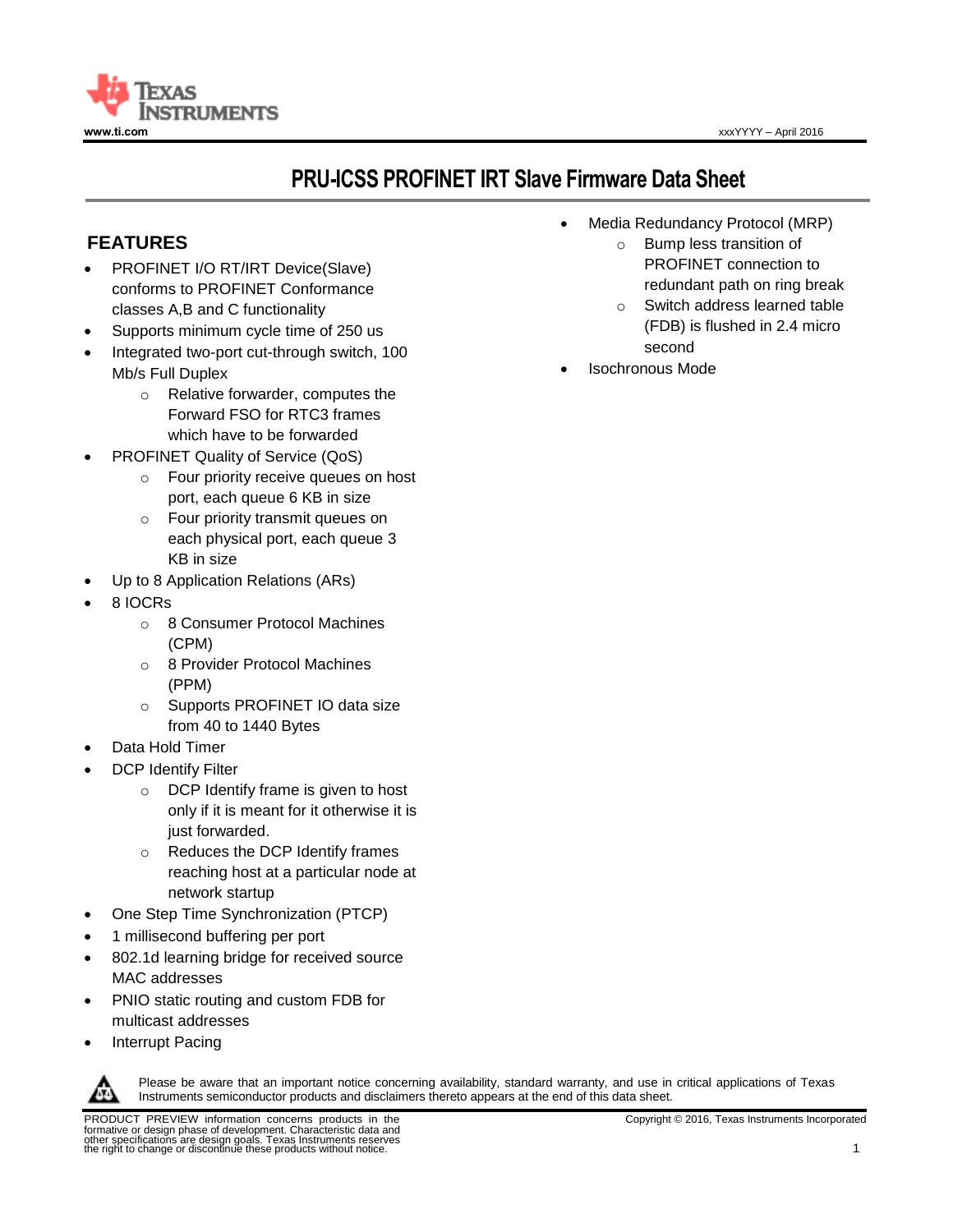# PRU-ICSS PROFINET IRT Slave Firmware Data Sheet

## FEATURES

- PROFINET I/O RT/IRT Device(Slave) conforms to PROFINET Conformance classes A,B and C functionality
- Supports minimum cycle time of 250 us
- Integrated two-port cut-through switch, 100 Mb/s Full Duplex
  - Relative forwarder, computes the Forward FSO for RTC3 frames which have to be forwarded
- PROFINET Quality of Service (QoS)
  - Four priority receive queues on host port, each queue 6 KB in size
  - Four priority transmit queues on each physical port, each queue 3 KB in size
- Up to 8 Application Relations (ARs)
- 8 IOCRs
  - 8 Consumer Protocol Machines (CPM)
  - 8 Provider Protocol Machines (PPM)
  - Supports PROFINET IO data size from 40 to 1440 Bytes
- Data Hold Timer
- DCP Identify Filter
  - DCP Identify frame is given to host only if it is meant for it otherwise it is just forwarded.
  - Reduces the DCP Identify frames reaching host at a particular node at network startup
- One Step Time Synchronization (PTCP)
- 1 millisecond buffering per port
- 802.1d learning bridge for received source MAC addresses
- PNIO static routing and custom FDB for multicast addresses
- Interrupt Pacing
- Media Redundancy Protocol (MRP)
  - Bump less transition of PROFINET connection to redundant path on ring break
  - Switch address learned table (FDB) is flushed in 2.4 micro second
- Isochronous Mode

Please be aware that an important notice concerning availability, standard warranty, and use in critical applications of Texas Instruments semiconductor products and disclaimers thereto appears at the end of this data sheet.

PRODUCT PREVIEW information concerns products in the formative or design phase of development. Characteristic data and other specifications are design goals. Texas Instruments reserves the right to change or discontinue these products without notice.

Copyright © 2016, Texas Instruments Incorporated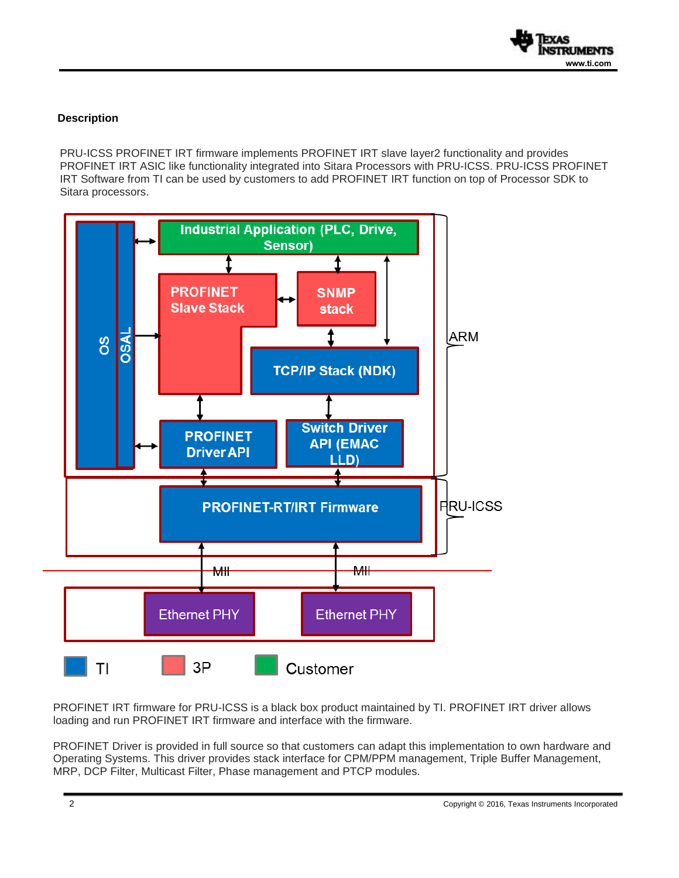### Description

PRU-ICSS PROFINET IRT firmware implements PROFINET IRT slave layer2 functionality and provides PROFINET IRT ASIC like functionality integrated into Sitara Processors with PRU-ICSS. PRU-ICSS PROFINET IRT Software from TI can be used by customers to add PROFINET IRT function on top of Processor SDK to Sitara processors.

PROFINET IRT firmware for PRU-ICSS is a black box product maintained by TI. PROFINET IRT driver allows loading and run PROFINET IRT firmware and interface with the firmware.

PROFINET Driver is provided in full source so that customers can adapt this implementation to own hardware and Operating Systems. This driver provides stack interface for CPM/PPM management, Triple Buffer Management, MRP, DCP Filter, Multicast Filter, Phase management and PTCP modules.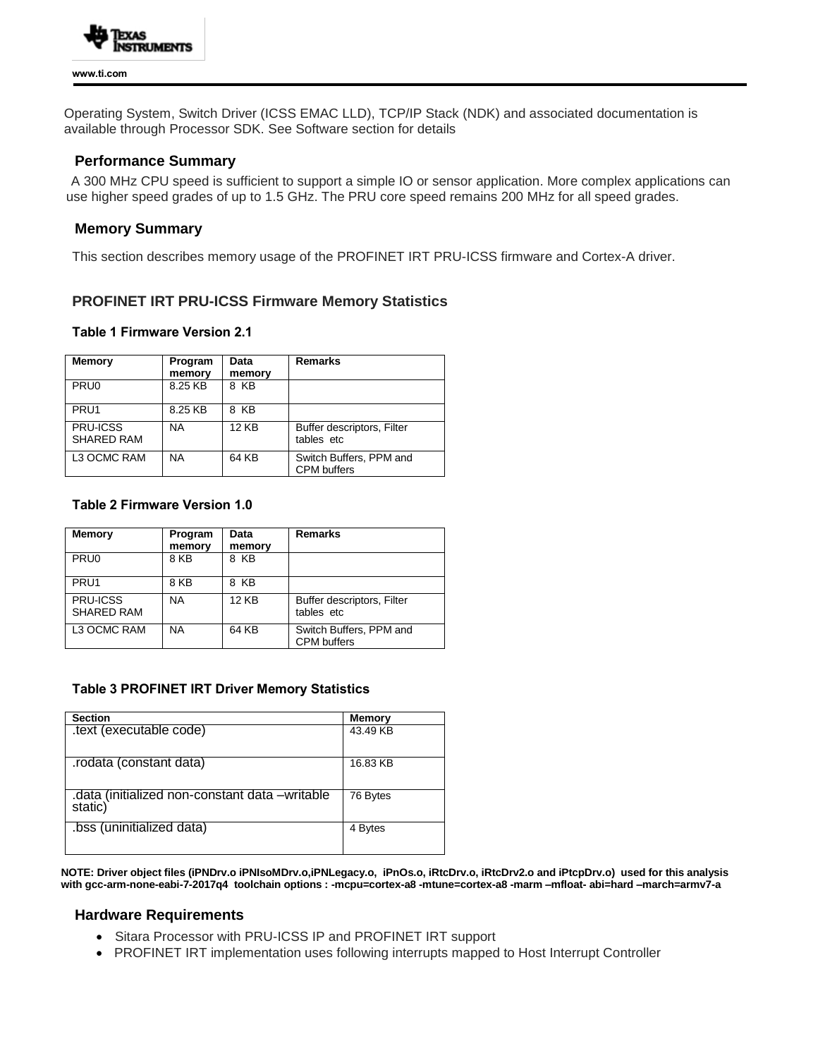Operating System, Switch Driver (ICSS EMAC LLD), TCP/IP Stack (NDK) and associated documentation is available through Processor SDK. See Software section for details

## Performance Summary

A 300 MHz CPU speed is sufficient to support a simple IO or sensor application. More complex applications can use higher speed grades of up to 1.5 GHz. The PRU core speed remains 200 MHz for all speed grades.

## Memory Summary

This section describes memory usage of the PROFINET IRT PRU-ICSS firmware and Cortex-A driver.

### PROFINET IRT PRU-ICSS Firmware Memory Statistics

**Table 1 Firmware Version 2.1**

| Memory | Program memory | Data memory | Remarks |
|---|---|---|---|
| PRU0 | 8.25 KB | 8 KB | |
| PRU1 | 8.25 KB | 8 KB | |
| PRU-ICSS SHARED RAM | NA | 12 KB | Buffer descriptors, Filter tables etc |
| L3 OCMC RAM | NA | 64 KB | Switch Buffers, PPM and CPM buffers |

**Table 2 Firmware Version 1.0**

| Memory | Program memory | Data memory | Remarks |
|---|---|---|---|
| PRU0 | 8 KB | 8 KB | |
| PRU1 | 8 KB | 8 KB | |
| PRU-ICSS SHARED RAM | NA | 12 KB | Buffer descriptors, Filter tables etc |
| L3 OCMC RAM | NA | 64 KB | Switch Buffers, PPM and CPM buffers |

**Table 3 PROFINET IRT Driver Memory Statistics**

| Section | Memory |
|---|---|
| .text (executable code) | 43.49 KB |
| .rodata (constant data) | 16.83 KB |
| .data (initialized non-constant data –writable static) | 76 Bytes |
| .bss (uninitialized data) | 4 Bytes |

**NOTE: Driver object files (iPNDrv.o iPNIsoMDrv.o,iPNLegacy.o, iPnOs.o, iRtcDrv.o, iRtcDrv2.o and iPtcpDrv.o) used for this analysis with gcc-arm-none-eabi-7-2017q4 toolchain options : -mcpu=cortex-a8 -mtune=cortex-a8 -marm –mfloat- abi=hard –march=armv7-a**

## Hardware Requirements

- Sitara Processor with PRU-ICSS IP and PROFINET IRT support
- PROFINET IRT implementation uses following interrupts mapped to Host Interrupt Controller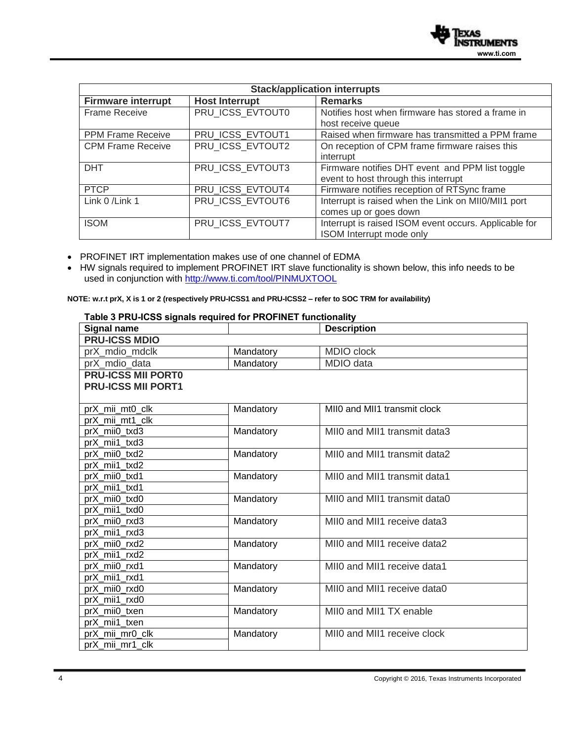| Stack/application interrupts | | |
|---|---|---|
| **Firmware interrupt** | **Host Interrupt** | **Remarks** |
| Frame Receive | PRU_ICSS_EVTOUT0 | Notifies host when firmware has stored a frame in host receive queue |
| PPM Frame Receive | PRU_ICSS_EVTOUT1 | Raised when firmware has transmitted a PPM frame |
| CPM Frame Receive | PRU_ICSS_EVTOUT2 | On reception of CPM frame firmware raises this interrupt |
| DHT | PRU_ICSS_EVTOUT3 | Firmware notifies DHT event and PPM list toggle event to host through this interrupt |
| PTCP | PRU_ICSS_EVTOUT4 | Firmware notifies reception of RTSync frame |
| Link 0 /Link 1 | PRU_ICSS_EVTOUT6 | Interrupt is raised when the Link on MII0/MII1 port comes up or goes down |
| ISOM | PRU_ICSS_EVTOUT7 | Interrupt is raised ISOM event occurs. Applicable for ISOM Interrupt mode only |

- PROFINET IRT implementation makes use of one channel of EDMA
- HW signals required to implement PROFINET IRT slave functionality is shown below, this info needs to be used in conjunction with [http://www.ti.com/tool/PINMUXTOOL](http://www.ti.com/tool/PINMUXTOOL)

**NOTE: w.r.t prX, X is 1 or 2 (respectively PRU-ICSS1 and PRU-ICSS2 – refer to SOC TRM for availability)**

**Table 3 PRU-ICSS signals required for PROFINET functionality**

| Signal name | | Description |
|---|---|---|
| **PRU-ICSS MDIO** | | |
| prX_mdio_mdclk | Mandatory | MDIO clock |
| prX_mdio_data | Mandatory | MDIO data |
| **PRU-ICSS MII PORT0**<br>**PRU-ICSS MII PORT1** | | |
| prX_mii_mt0_clk<br>prX_mii_mt1_clk | Mandatory | MII0 and MII1 transmit clock |
| prX_mii0_txd3<br>prX_mii1_txd3 | Mandatory | MII0 and MII1 transmit data3 |
| prX_mii0_txd2<br>prX_mii1_txd2 | Mandatory | MII0 and MII1 transmit data2 |
| prX_mii0_txd1<br>prX_mii1_txd1 | Mandatory | MII0 and MII1 transmit data1 |
| prX_mii0_txd0<br>prX_mii1_txd0 | Mandatory | MII0 and MII1 transmit data0 |
| prX_mii0_rxd3<br>prX_mii1_rxd3 | Mandatory | MII0 and MII1 receive data3 |
| prX_mii0_rxd2<br>prX_mii1_rxd2 | Mandatory | MII0 and MII1 receive data2 |
| prX_mii0_rxd1<br>prX_mii1_rxd1 | Mandatory | MII0 and MII1 receive data1 |
| prX_mii0_rxd0<br>prX_mii1_rxd0 | Mandatory | MII0 and MII1 receive data0 |
| prX_mii0_txen<br>prX_mii1_txen | Mandatory | MII0 and MII1 TX enable |
| prX_mii_mr0_clk<br>prX_mii_mr1_clk | Mandatory | MII0 and MII1 receive clock |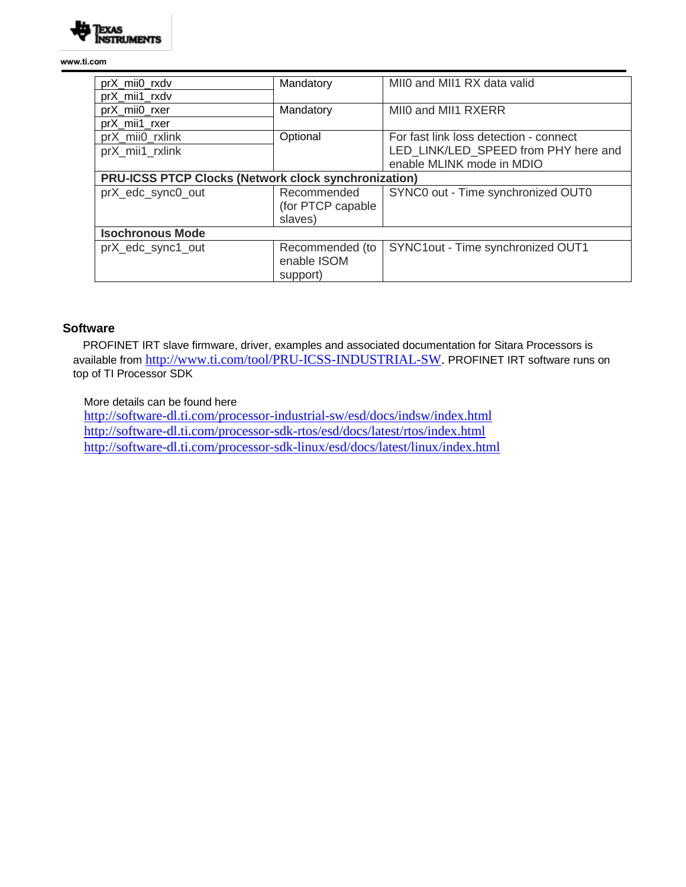| | | |
|---|---|---|
| prX_mii0_rxdv<br>prX_mii1_rxdv | Mandatory | MII0 and MII1 RX data valid |
| prX_mii0_rxer<br>prX_mii1_rxer | Mandatory | MII0 and MII1 RXERR |
| prX_mii0_rxlink<br>prX_mii1_rxlink | Optional | For fast link loss detection - connect LED_LINK/LED_SPEED from PHY here and enable MLINK mode in MDIO |
| **PRU-ICSS PTCP Clocks (Network clock synchronization)** | | |
| prX_edc_sync0_out | Recommended (for PTCP capable slaves) | SYNC0 out - Time synchronized OUT0 |
| **Isochronous Mode** | | |
| prX_edc_sync1_out | Recommended (to enable ISOM support) | SYNC1out - Time synchronized OUT1 |

## Software

PROFINET IRT slave firmware, driver, examples and associated documentation for Sitara Processors is available from http://www.ti.com/tool/PRU-ICSS-INDUSTRIAL-SW. PROFINET IRT software runs on top of TI Processor SDK

More details can be found here
http://software-dl.ti.com/processor-industrial-sw/esd/docs/indsw/index.html
http://software-dl.ti.com/processor-sdk-rtos/esd/docs/latest/rtos/index.html
http://software-dl.ti.com/processor-sdk-linux/esd/docs/latest/linux/index.html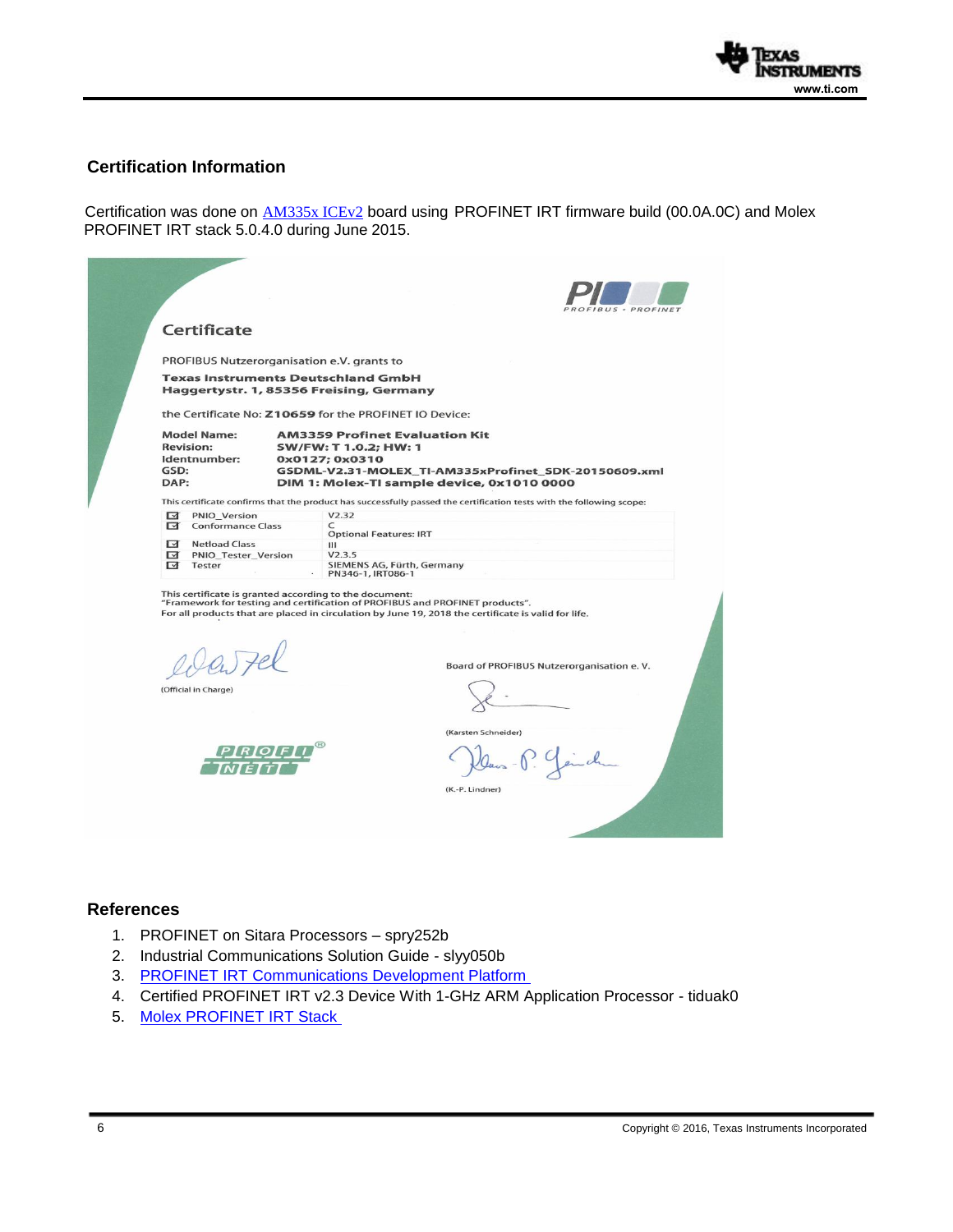### Certification Information

Certification was done on AM335x ICEv2 board using PROFINET IRT firmware build (00.0A.0C) and Molex PROFINET IRT stack 5.0.4.0 during June 2015.

**Certificate**

PROFIBUS Nutzerorganisation e.V. grants to

**Texas Instruments Deutschland GmbH**
**Haggertystr. 1, 85356 Freising, Germany**

the Certificate No: **Z10659** for the PROFINET IO Device:

| | |
|---|---|
| **Model Name:** | **AM3359 Profinet Evaluation Kit** |
| **Revision:** | **SW/FW: T 1.0.2; HW: 1** |
| **Identnumber:** | **0x0127; 0x0310** |
| **GSD:** | **GSDML-V2.31-MOLEX_TI-AM335xProfinet_SDK-20150609.xml** |
| **DAP:** | **DIM 1: Molex-TI sample device, 0x1010 0000** |

This certificate confirms that the product has successfully passed the certification tests with the following scope:

| | | |
|---|---|---|
| ☑ | PNIO_Version | V2.32 |
| ☑ | Conformance Class | C<br>Optional Features: IRT |
| ☑ | Netload Class | III |
| ☑ | PNIO_Tester_Version | V2.3.5 |
| ☑ | Tester | SIEMENS AG, Fürth, Germany<br>PN346-1, IRT086-1 |

This certificate is granted according to the document:
"Framework for testing and certification of PROFIBUS and PROFINET products".
For all products that are placed in circulation by June 19, 2018 the certificate is valid for life.

(Official in Charge)

Board of PROFIBUS Nutzerorganisation e. V.

(Karsten Schneider)

(K.-P. Lindner)

### References

1. PROFINET on Sitara Processors – spry252b
2. Industrial Communications Solution Guide - slyy050b
3. PROFINET IRT Communications Development Platform
4. Certified PROFINET IRT v2.3 Device With 1-GHz ARM Application Processor - tiduak0
5. Molex PROFINET IRT Stack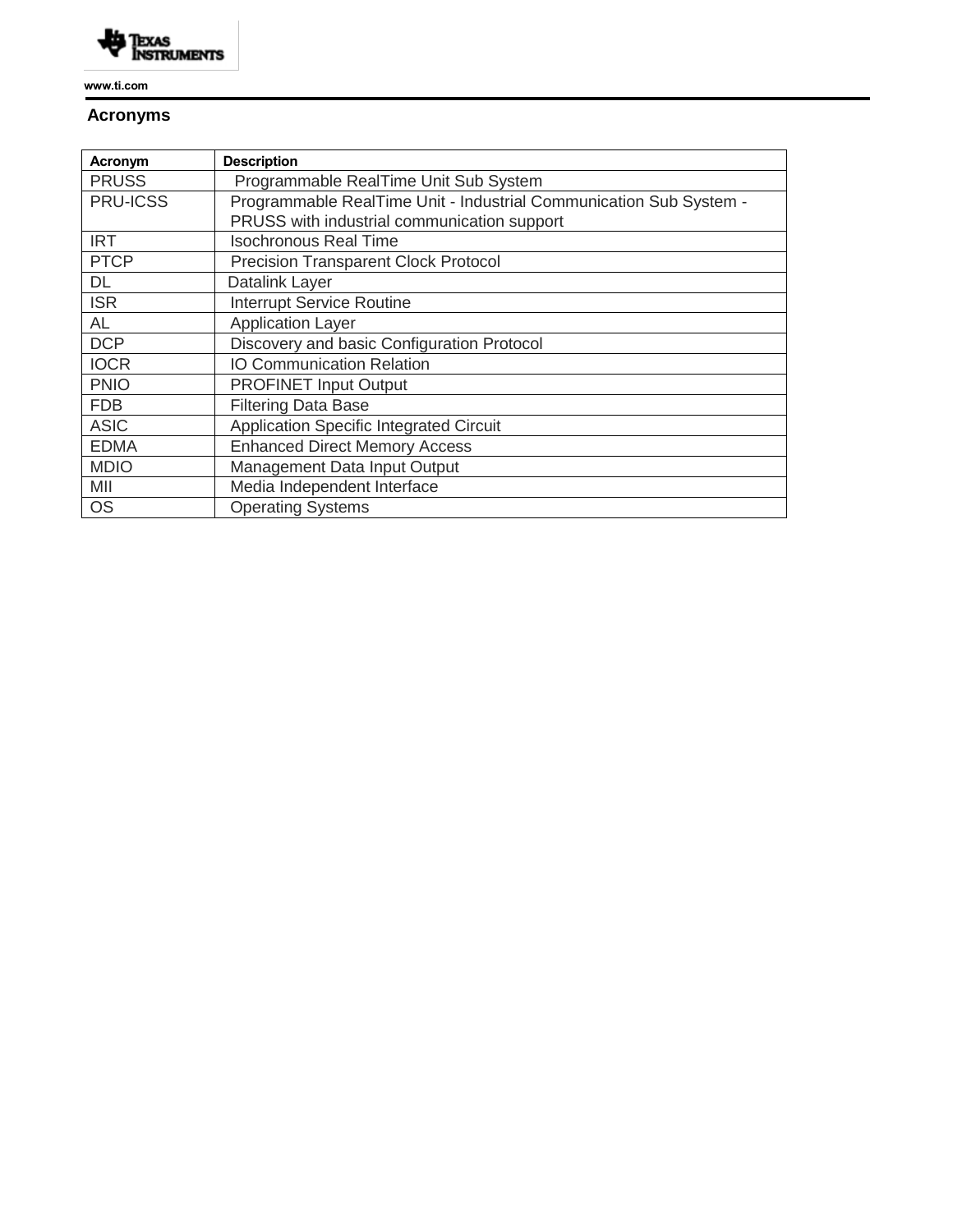## Acronyms

| Acronym | Description |
|---|---|
| PRUSS | Programmable RealTime Unit Sub System |
| PRU-ICSS | Programmable RealTime Unit - Industrial Communication Sub System - PRUSS with industrial communication support |
| IRT | Isochronous Real Time |
| PTCP | Precision Transparent Clock Protocol |
| DL | Datalink Layer |
| ISR | Interrupt Service Routine |
| AL | Application Layer |
| DCP | Discovery and basic Configuration Protocol |
| IOCR | IO Communication Relation |
| PNIO | PROFINET Input Output |
| FDB | Filtering Data Base |
| ASIC | Application Specific Integrated Circuit |
| EDMA | Enhanced Direct Memory Access |
| MDIO | Management Data Input Output |
| MII | Media Independent Interface |
| OS | Operating Systems |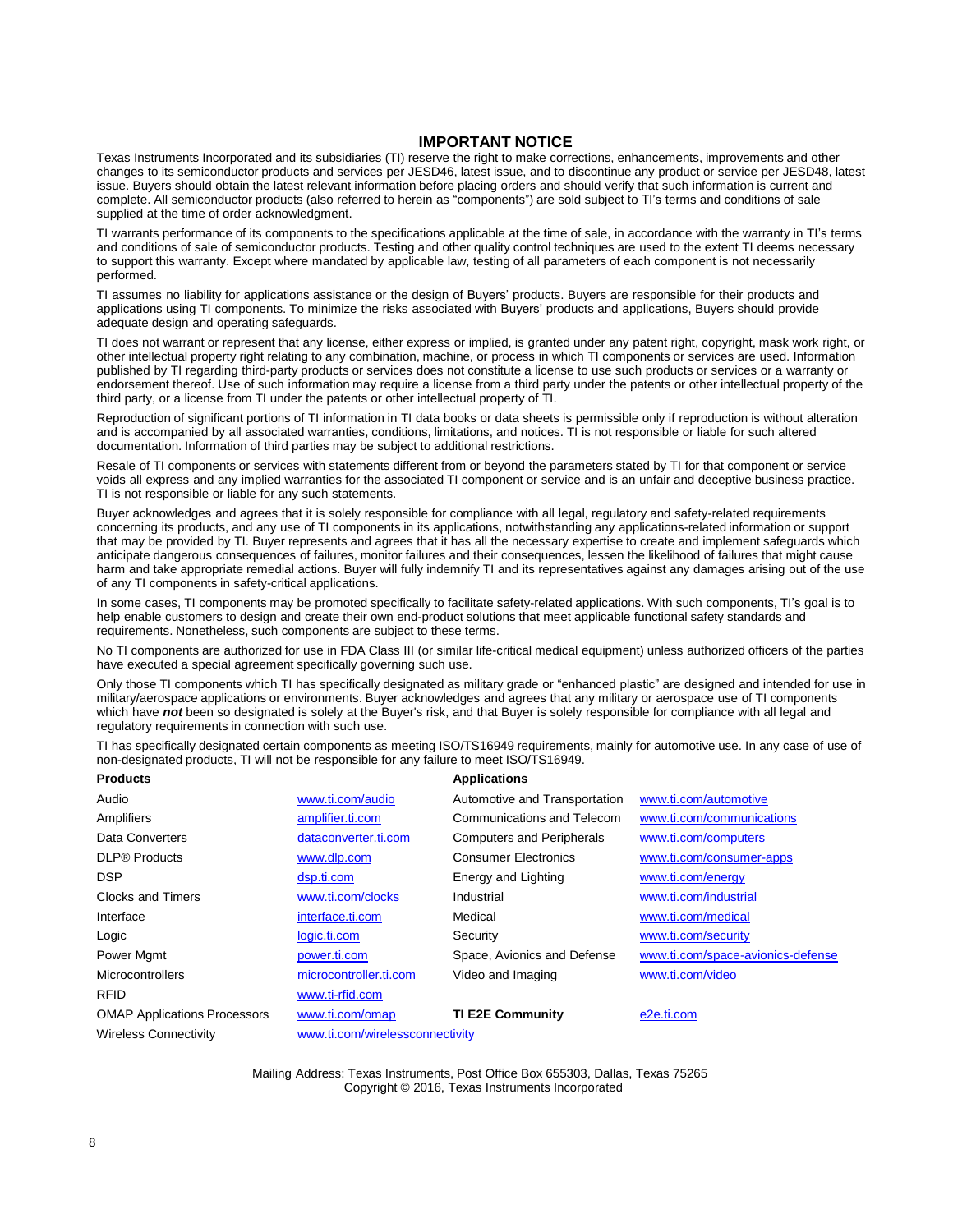# IMPORTANT NOTICE

Texas Instruments Incorporated and its subsidiaries (TI) reserve the right to make corrections, enhancements, improvements and other changes to its semiconductor products and services per JESD46, latest issue, and to discontinue any product or service per JESD48, latest issue. Buyers should obtain the latest relevant information before placing orders and should verify that such information is current and complete. All semiconductor products (also referred to herein as "components") are sold subject to TI's terms and conditions of sale supplied at the time of order acknowledgment.

TI warrants performance of its components to the specifications applicable at the time of sale, in accordance with the warranty in TI's terms and conditions of sale of semiconductor products. Testing and other quality control techniques are used to the extent TI deems necessary to support this warranty. Except where mandated by applicable law, testing of all parameters of each component is not necessarily performed.

TI assumes no liability for applications assistance or the design of Buyers' products. Buyers are responsible for their products and applications using TI components. To minimize the risks associated with Buyers' products and applications, Buyers should provide adequate design and operating safeguards.

TI does not warrant or represent that any license, either express or implied, is granted under any patent right, copyright, mask work right, or other intellectual property right relating to any combination, machine, or process in which TI components or services are used. Information published by TI regarding third-party products or services does not constitute a license to use such products or services or a warranty or endorsement thereof. Use of such information may require a license from a third party under the patents or other intellectual property of the third party, or a license from TI under the patents or other intellectual property of TI.

Reproduction of significant portions of TI information in TI data books or data sheets is permissible only if reproduction is without alteration and is accompanied by all associated warranties, conditions, limitations, and notices. TI is not responsible or liable for such altered documentation. Information of third parties may be subject to additional restrictions.

Resale of TI components or services with statements different from or beyond the parameters stated by TI for that component or service voids all express and any implied warranties for the associated TI component or service and is an unfair and deceptive business practice. TI is not responsible or liable for any such statements.

Buyer acknowledges and agrees that it is solely responsible for compliance with all legal, regulatory and safety-related requirements concerning its products, and any use of TI components in its applications, notwithstanding any applications-related information or support that may be provided by TI. Buyer represents and agrees that it has all the necessary expertise to create and implement safeguards which anticipate dangerous consequences of failures, monitor failures and their consequences, lessen the likelihood of failures that might cause harm and take appropriate remedial actions. Buyer will fully indemnify TI and its representatives against any damages arising out of the use of any TI components in safety-critical applications.

In some cases, TI components may be promoted specifically to facilitate safety-related applications. With such components, TI's goal is to help enable customers to design and create their own end-product solutions that meet applicable functional safety standards and requirements. Nonetheless, such components are subject to these terms.

No TI components are authorized for use in FDA Class III (or similar life-critical medical equipment) unless authorized officers of the parties have executed a special agreement specifically governing such use.

Only those TI components which TI has specifically designated as military grade or "enhanced plastic" are designed and intended for use in military/aerospace applications or environments. Buyer acknowledges and agrees that any military or aerospace use of TI components which have ***not*** been so designated is solely at the Buyer's risk, and that Buyer is solely responsible for compliance with all legal and regulatory requirements in connection with such use.

TI has specifically designated certain components as meeting ISO/TS16949 requirements, mainly for automotive use. In any case of use of non-designated products, TI will not be responsible for any failure to meet ISO/TS16949.

| **Products** | | **Applications** | |
|---|---|---|---|
| Audio | www.ti.com/audio | Automotive and Transportation | www.ti.com/automotive |
| Amplifiers | amplifier.ti.com | Communications and Telecom | www.ti.com/communications |
| Data Converters | dataconverter.ti.com | Computers and Peripherals | www.ti.com/computers |
| DLP® Products | www.dlp.com | Consumer Electronics | www.ti.com/consumer-apps |
| DSP | dsp.ti.com | Energy and Lighting | www.ti.com/energy |
| Clocks and Timers | www.ti.com/clocks | Industrial | www.ti.com/industrial |
| Interface | interface.ti.com | Medical | www.ti.com/medical |
| Logic | logic.ti.com | Security | www.ti.com/security |
| Power Mgmt | power.ti.com | Space, Avionics and Defense | www.ti.com/space-avionics-defense |
| Microcontrollers | microcontroller.ti.com | Video and Imaging | www.ti.com/video |
| RFID | www.ti-rfid.com | | |
| OMAP Applications Processors | www.ti.com/omap | **TI E2E Community** | e2e.ti.com |
| Wireless Connectivity | www.ti.com/wirelessconnectivity | | |

Mailing Address: Texas Instruments, Post Office Box 655303, Dallas, Texas 75265
Copyright © 2016, Texas Instruments Incorporated